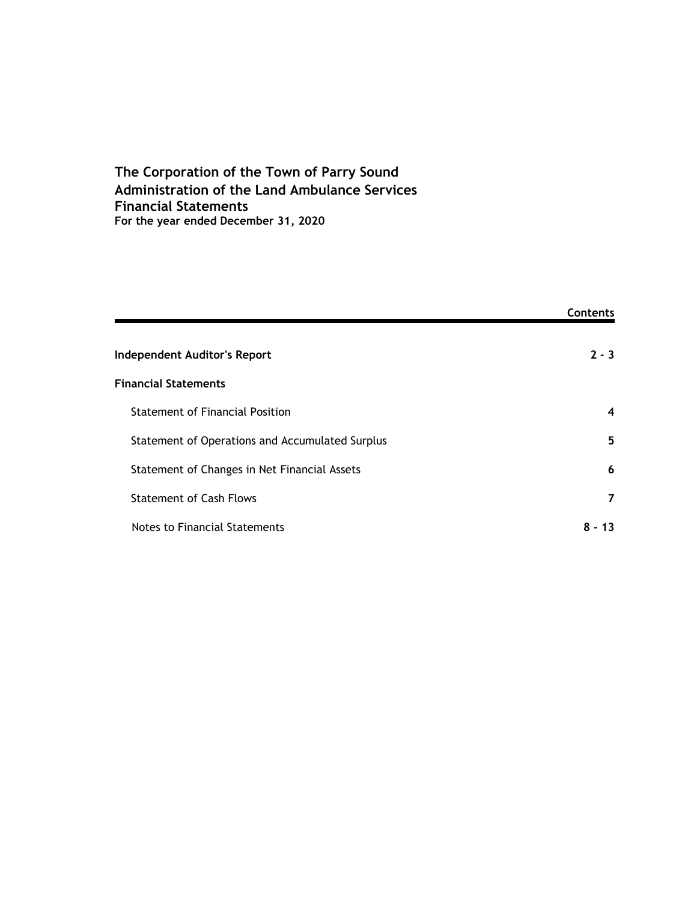# The Corporation of the Town of Parry Sound
## Administration of the Land Ambulance Services
## Financial Statements
**For the year ended December 31, 2020**

| | Contents |
|---|---|
| **Independent Auditor's Report** | **2 - 3** |
| **Financial Statements** | |
| Statement of Financial Position | **4** |
| Statement of Operations and Accumulated Surplus | **5** |
| Statement of Changes in Net Financial Assets | **6** |
| Statement of Cash Flows | **7** |
| Notes to Financial Statements | **8 - 13** |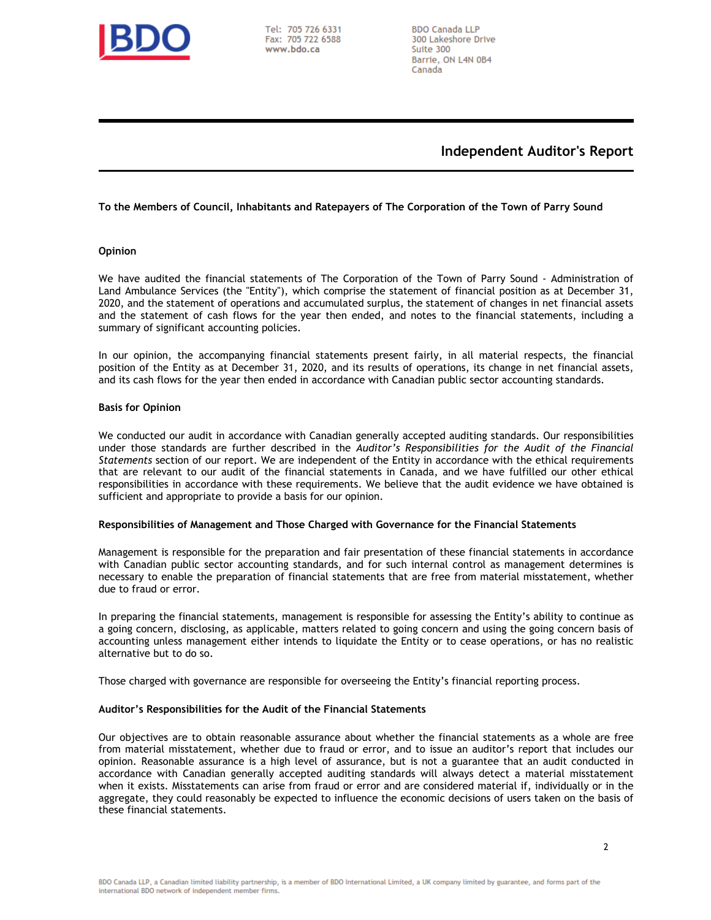BDO

Tel: 705 726 6331
Fax: 705 722 6588
www.bdo.ca

BDO Canada LLP
300 Lakeshore Drive
Suite 300
Barrie, ON L4N 0B4
Canada

# Independent Auditor's Report

**To the Members of Council, Inhabitants and Ratepayers of The Corporation of the Town of Parry Sound**

## Opinion

We have audited the financial statements of The Corporation of the Town of Parry Sound - Administration of Land Ambulance Services (the "Entity"), which comprise the statement of financial position as at December 31, 2020, and the statement of operations and accumulated surplus, the statement of changes in net financial assets and the statement of cash flows for the year then ended, and notes to the financial statements, including a summary of significant accounting policies.

In our opinion, the accompanying financial statements present fairly, in all material respects, the financial position of the Entity as at December 31, 2020, and its results of operations, its change in net financial assets, and its cash flows for the year then ended in accordance with Canadian public sector accounting standards.

## Basis for Opinion

We conducted our audit in accordance with Canadian generally accepted auditing standards. Our responsibilities under those standards are further described in the *Auditor's Responsibilities for the Audit of the Financial Statements* section of our report. We are independent of the Entity in accordance with the ethical requirements that are relevant to our audit of the financial statements in Canada, and we have fulfilled our other ethical responsibilities in accordance with these requirements. We believe that the audit evidence we have obtained is sufficient and appropriate to provide a basis for our opinion.

## Responsibilities of Management and Those Charged with Governance for the Financial Statements

Management is responsible for the preparation and fair presentation of these financial statements in accordance with Canadian public sector accounting standards, and for such internal control as management determines is necessary to enable the preparation of financial statements that are free from material misstatement, whether due to fraud or error.

In preparing the financial statements, management is responsible for assessing the Entity's ability to continue as a going concern, disclosing, as applicable, matters related to going concern and using the going concern basis of accounting unless management either intends to liquidate the Entity or to cease operations, or has no realistic alternative but to do so.

Those charged with governance are responsible for overseeing the Entity's financial reporting process.

## Auditor's Responsibilities for the Audit of the Financial Statements

Our objectives are to obtain reasonable assurance about whether the financial statements as a whole are free from material misstatement, whether due to fraud or error, and to issue an auditor's report that includes our opinion. Reasonable assurance is a high level of assurance, but is not a guarantee that an audit conducted in accordance with Canadian generally accepted auditing standards will always detect a material misstatement when it exists. Misstatements can arise from fraud or error and are considered material if, individually or in the aggregate, they could reasonably be expected to influence the economic decisions of users taken on the basis of these financial statements.

BDO Canada LLP, a Canadian limited liability partnership, is a member of BDO International Limited, a UK company limited by guarantee, and forms part of the international BDO network of independent member firms.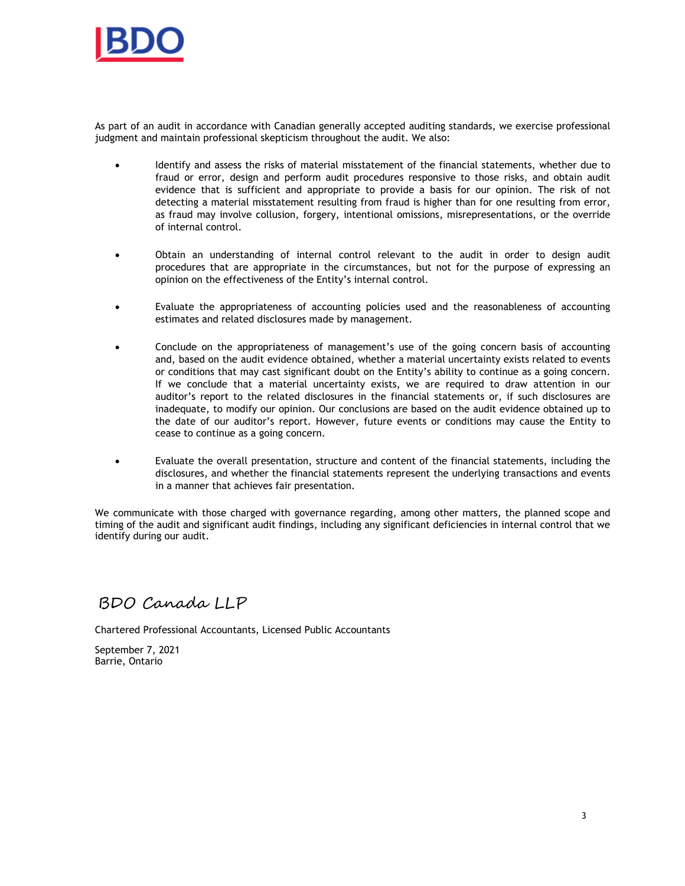As part of an audit in accordance with Canadian generally accepted auditing standards, we exercise professional judgment and maintain professional skepticism throughout the audit. We also:

- Identify and assess the risks of material misstatement of the financial statements, whether due to fraud or error, design and perform audit procedures responsive to those risks, and obtain audit evidence that is sufficient and appropriate to provide a basis for our opinion. The risk of not detecting a material misstatement resulting from fraud is higher than for one resulting from error, as fraud may involve collusion, forgery, intentional omissions, misrepresentations, or the override of internal control.

- Obtain an understanding of internal control relevant to the audit in order to design audit procedures that are appropriate in the circumstances, but not for the purpose of expressing an opinion on the effectiveness of the Entity's internal control.

- Evaluate the appropriateness of accounting policies used and the reasonableness of accounting estimates and related disclosures made by management.

- Conclude on the appropriateness of management's use of the going concern basis of accounting and, based on the audit evidence obtained, whether a material uncertainty exists related to events or conditions that may cast significant doubt on the Entity's ability to continue as a going concern. If we conclude that a material uncertainty exists, we are required to draw attention in our auditor's report to the related disclosures in the financial statements or, if such disclosures are inadequate, to modify our opinion. Our conclusions are based on the audit evidence obtained up to the date of our auditor's report. However, future events or conditions may cause the Entity to cease to continue as a going concern.

- Evaluate the overall presentation, structure and content of the financial statements, including the disclosures, and whether the financial statements represent the underlying transactions and events in a manner that achieves fair presentation.

We communicate with those charged with governance regarding, among other matters, the planned scope and timing of the audit and significant audit findings, including any significant deficiencies in internal control that we identify during our audit.

BDO Canada LLP

Chartered Professional Accountants, Licensed Public Accountants

September 7, 2021
Barrie, Ontario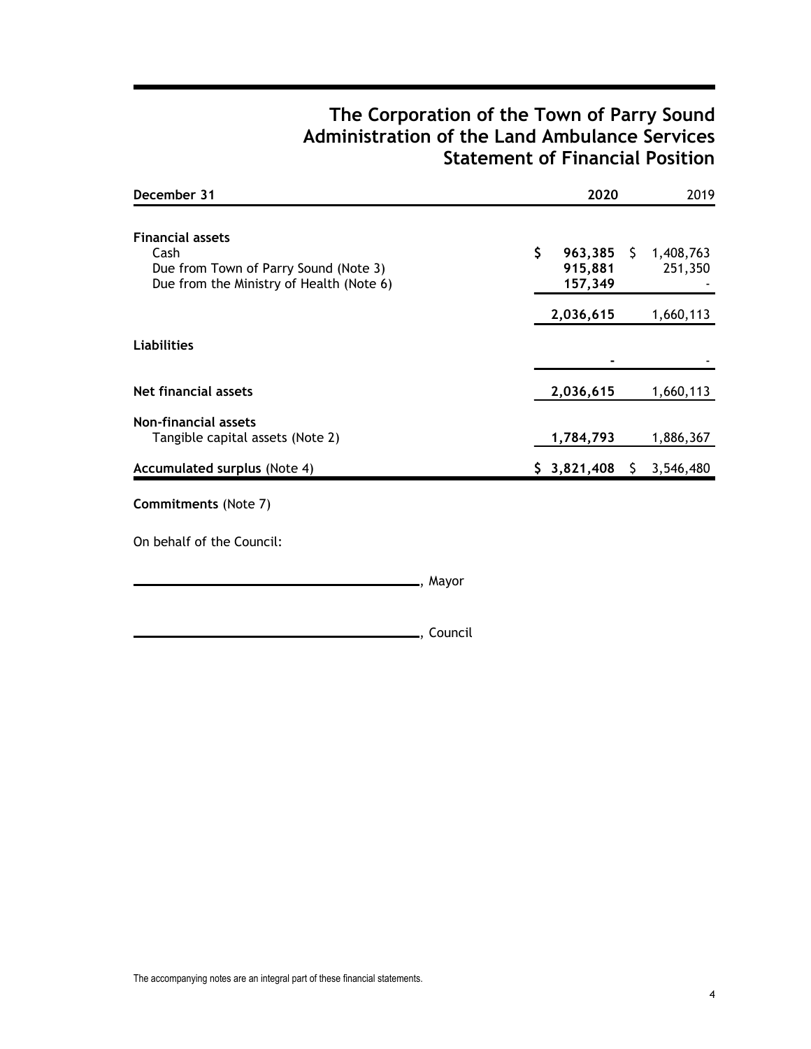# The Corporation of the Town of Parry Sound
# Administration of the Land Ambulance Services
# Statement of Financial Position

| December 31 | 2020 | 2019 |
|---|---|---|
| **Financial assets** | | |
| Cash | **$ 963,385** | $ 1,408,763 |
| Due from Town of Parry Sound (Note 3) | **915,881** | 251,350 |
| Due from the Ministry of Health (Note 6) | **157,349** | - |
| | **2,036,615** | 1,660,113 |
| **Liabilities** | | |
| | **-** | - |
| **Net financial assets** | **2,036,615** | 1,660,113 |
| **Non-financial assets** | | |
| Tangible capital assets (Note 2) | **1,784,793** | 1,886,367 |
| **Accumulated surplus** (Note 4) | **$ 3,821,408** | $ 3,546,480 |

**Commitments** (Note 7)

On behalf of the Council:

______________________________, Mayor

______________________________, Council

The accompanying notes are an integral part of these financial statements.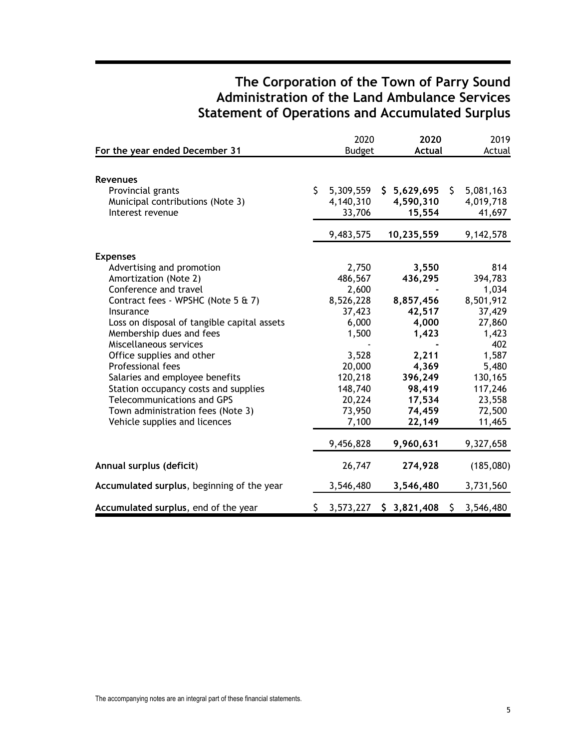# The Corporation of the Town of Parry Sound
# Administration of the Land Ambulance Services
# Statement of Operations and Accumulated Surplus

| For the year ended December 31 | 2020 Budget | **2020 Actual** | 2019 Actual |
|---|---|---|---|
| **Revenues** | | | |
| Provincial grants | $ 5,309,559 | **$ 5,629,695** | $ 5,081,163 |
| Municipal contributions (Note 3) | 4,140,310 | **4,590,310** | 4,019,718 |
| Interest revenue | 33,706 | **15,554** | 41,697 |
| | 9,483,575 | **10,235,559** | 9,142,578 |
| **Expenses** | | | |
| Advertising and promotion | 2,750 | **3,550** | 814 |
| Amortization (Note 2) | 486,567 | **436,295** | 394,783 |
| Conference and travel | 2,600 | **-** | 1,034 |
| Contract fees - WPSHC (Note 5 & 7) | 8,526,228 | **8,857,456** | 8,501,912 |
| Insurance | 37,423 | **42,517** | 37,429 |
| Loss on disposal of tangible capital assets | 6,000 | **4,000** | 27,860 |
| Membership dues and fees | 1,500 | **1,423** | 1,423 |
| Miscellaneous services | - | **-** | 402 |
| Office supplies and other | 3,528 | **2,211** | 1,587 |
| Professional fees | 20,000 | **4,369** | 5,480 |
| Salaries and employee benefits | 120,218 | **396,249** | 130,165 |
| Station occupancy costs and supplies | 148,740 | **98,419** | 117,246 |
| Telecommunications and GPS | 20,224 | **17,534** | 23,558 |
| Town administration fees (Note 3) | 73,950 | **74,459** | 72,500 |
| Vehicle supplies and licences | 7,100 | **22,149** | 11,465 |
| | 9,456,828 | **9,960,631** | 9,327,658 |
| **Annual surplus (deficit)** | 26,747 | **274,928** | (185,080) |
| **Accumulated surplus**, beginning of the year | 3,546,480 | **3,546,480** | 3,731,560 |
| **Accumulated surplus**, end of the year | $ 3,573,227 | **$ 3,821,408** | $ 3,546,480 |

The accompanying notes are an integral part of these financial statements.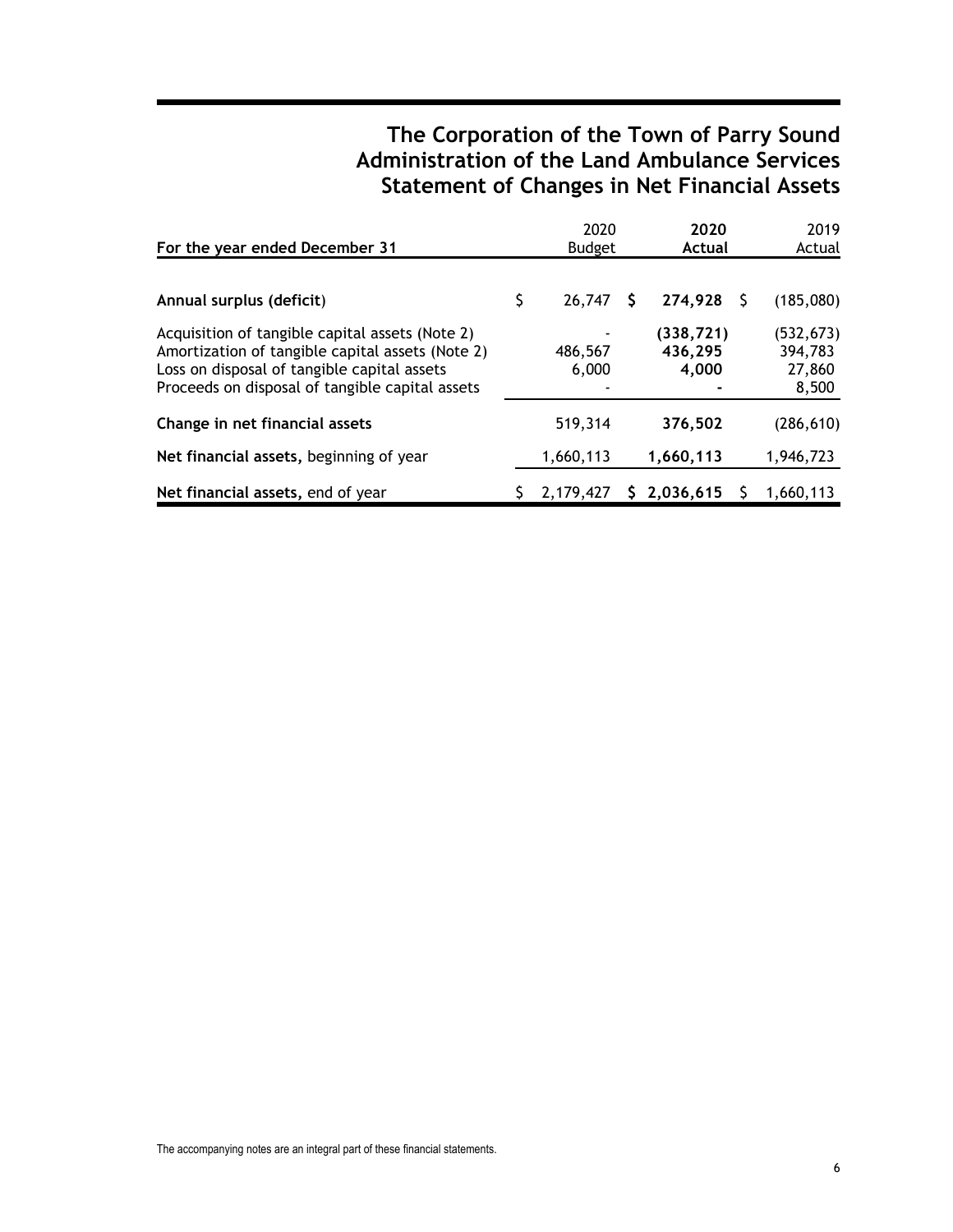# The Corporation of the Town of Parry Sound
## Administration of the Land Ambulance Services
## Statement of Changes in Net Financial Assets

| For the year ended December 31 | 2020 Budget | **2020 Actual** | 2019 Actual |
|---|---|---|---|
| **Annual surplus (deficit)** | $ 26,747 | **$ 274,928** | $ (185,080) |
| Acquisition of tangible capital assets (Note 2) | - | **(338,721)** | (532,673) |
| Amortization of tangible capital assets (Note 2) | 486,567 | **436,295** | 394,783 |
| Loss on disposal of tangible capital assets | 6,000 | **4,000** | 27,860 |
| Proceeds on disposal of tangible capital assets | - | **-** | 8,500 |
| **Change in net financial assets** | 519,314 | **376,502** | (286,610) |
| **Net financial assets,** beginning of year | 1,660,113 | **1,660,113** | 1,946,723 |
| **Net financial assets,** end of year | $ 2,179,427 | **$ 2,036,615** | $ 1,660,113 |

The accompanying notes are an integral part of these financial statements.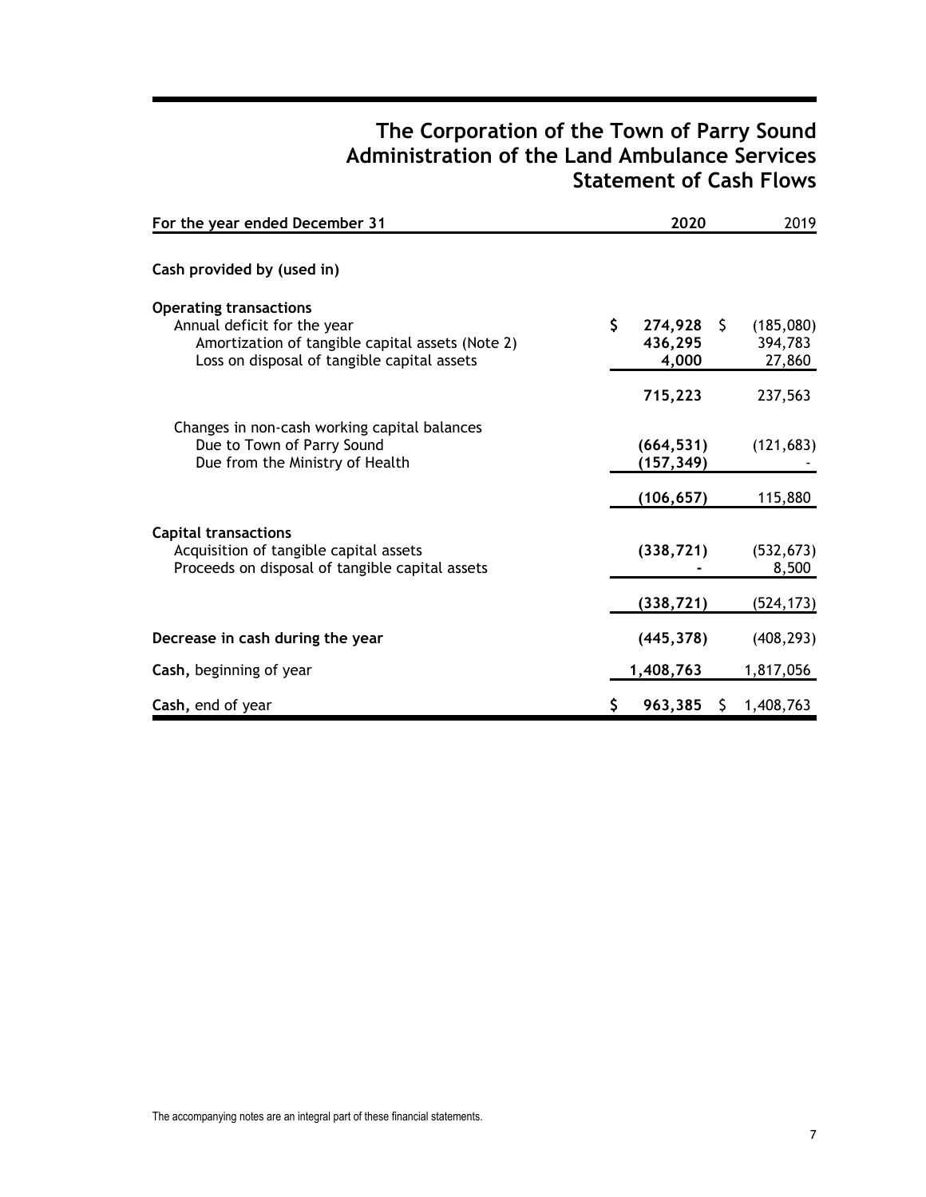# The Corporation of the Town of Parry Sound
## Administration of the Land Ambulance Services
## Statement of Cash Flows

| For the year ended December 31 | 2020 | 2019 |
|---|---|---|
| **Cash provided by (used in)** | | |
| **Operating transactions** | | |
| Annual deficit for the year | $ 274,928 | $ (185,080) |
| Amortization of tangible capital assets (Note 2) | 436,295 | 394,783 |
| Loss on disposal of tangible capital assets | 4,000 | 27,860 |
| | 715,223 | 237,563 |
| Changes in non-cash working capital balances | | |
| Due to Town of Parry Sound | (664,531) | (121,683) |
| Due from the Ministry of Health | (157,349) | - |
| | (106,657) | 115,880 |
| **Capital transactions** | | |
| Acquisition of tangible capital assets | (338,721) | (532,673) |
| Proceeds on disposal of tangible capital assets | - | 8,500 |
| | (338,721) | (524,173) |
| **Decrease in cash during the year** | (445,378) | (408,293) |
| **Cash,** beginning of year | 1,408,763 | 1,817,056 |
| **Cash,** end of year | $ 963,385 | $ 1,408,763 |

The accompanying notes are an integral part of these financial statements.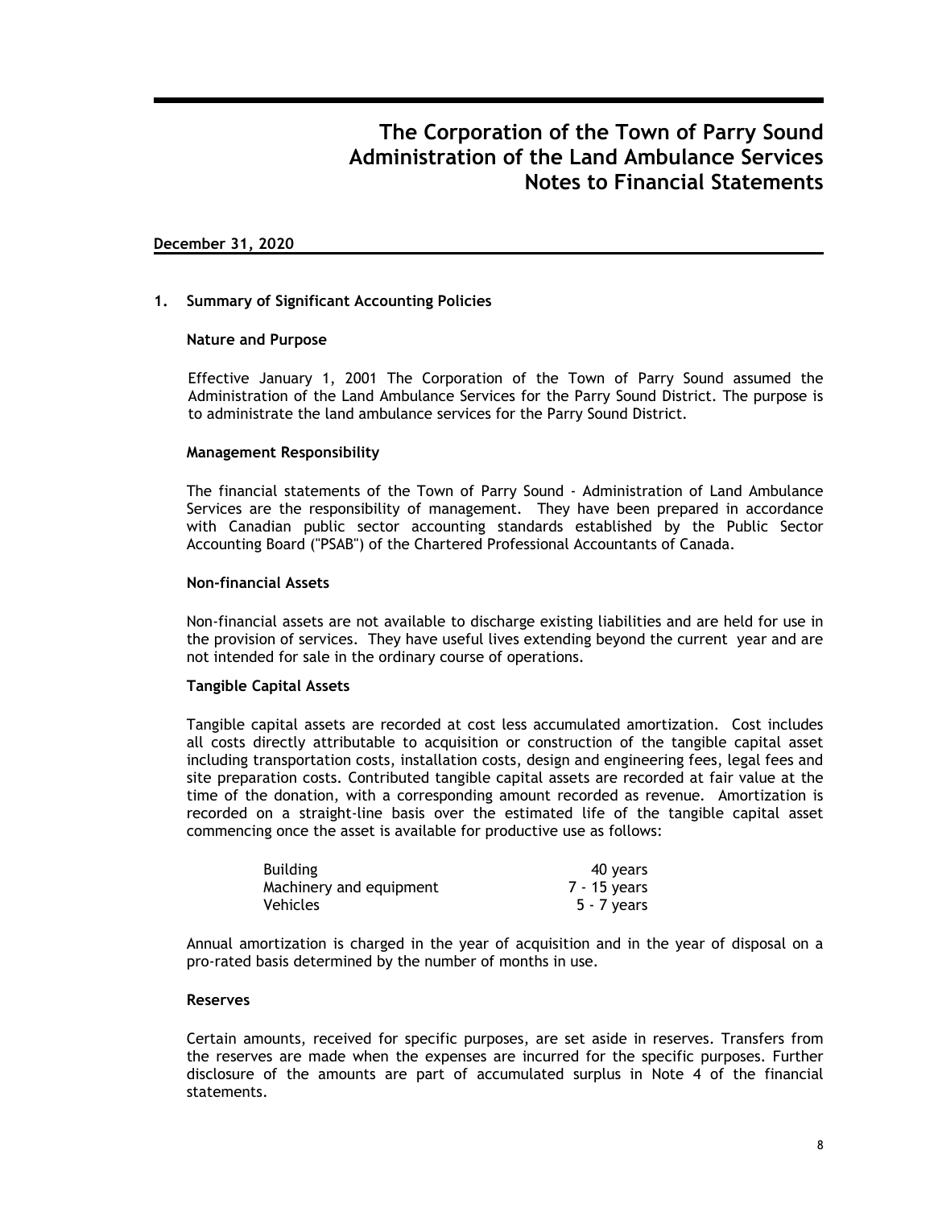# The Corporation of the Town of Parry Sound
# Administration of the Land Ambulance Services
# Notes to Financial Statements

**December 31, 2020**

## 1. Summary of Significant Accounting Policies

### Nature and Purpose

Effective January 1, 2001 The Corporation of the Town of Parry Sound assumed the Administration of the Land Ambulance Services for the Parry Sound District. The purpose is to administrate the land ambulance services for the Parry Sound District.

### Management Responsibility

The financial statements of the Town of Parry Sound - Administration of Land Ambulance Services are the responsibility of management. They have been prepared in accordance with Canadian public sector accounting standards established by the Public Sector Accounting Board ("PSAB") of the Chartered Professional Accountants of Canada.

### Non-financial Assets

Non-financial assets are not available to discharge existing liabilities and are held for use in the provision of services. They have useful lives extending beyond the current year and are not intended for sale in the ordinary course of operations.

### Tangible Capital Assets

Tangible capital assets are recorded at cost less accumulated amortization. Cost includes all costs directly attributable to acquisition or construction of the tangible capital asset including transportation costs, installation costs, design and engineering fees, legal fees and site preparation costs. Contributed tangible capital assets are recorded at fair value at the time of the donation, with a corresponding amount recorded as revenue. Amortization is recorded on a straight-line basis over the estimated life of the tangible capital asset commencing once the asset is available for productive use as follows:

| | |
|---|---|
| Building | 40 years |
| Machinery and equipment | 7 - 15 years |
| Vehicles | 5 - 7 years |

Annual amortization is charged in the year of acquisition and in the year of disposal on a pro-rated basis determined by the number of months in use.

### Reserves

Certain amounts, received for specific purposes, are set aside in reserves. Transfers from the reserves are made when the expenses are incurred for the specific purposes. Further disclosure of the amounts are part of accumulated surplus in Note 4 of the financial statements.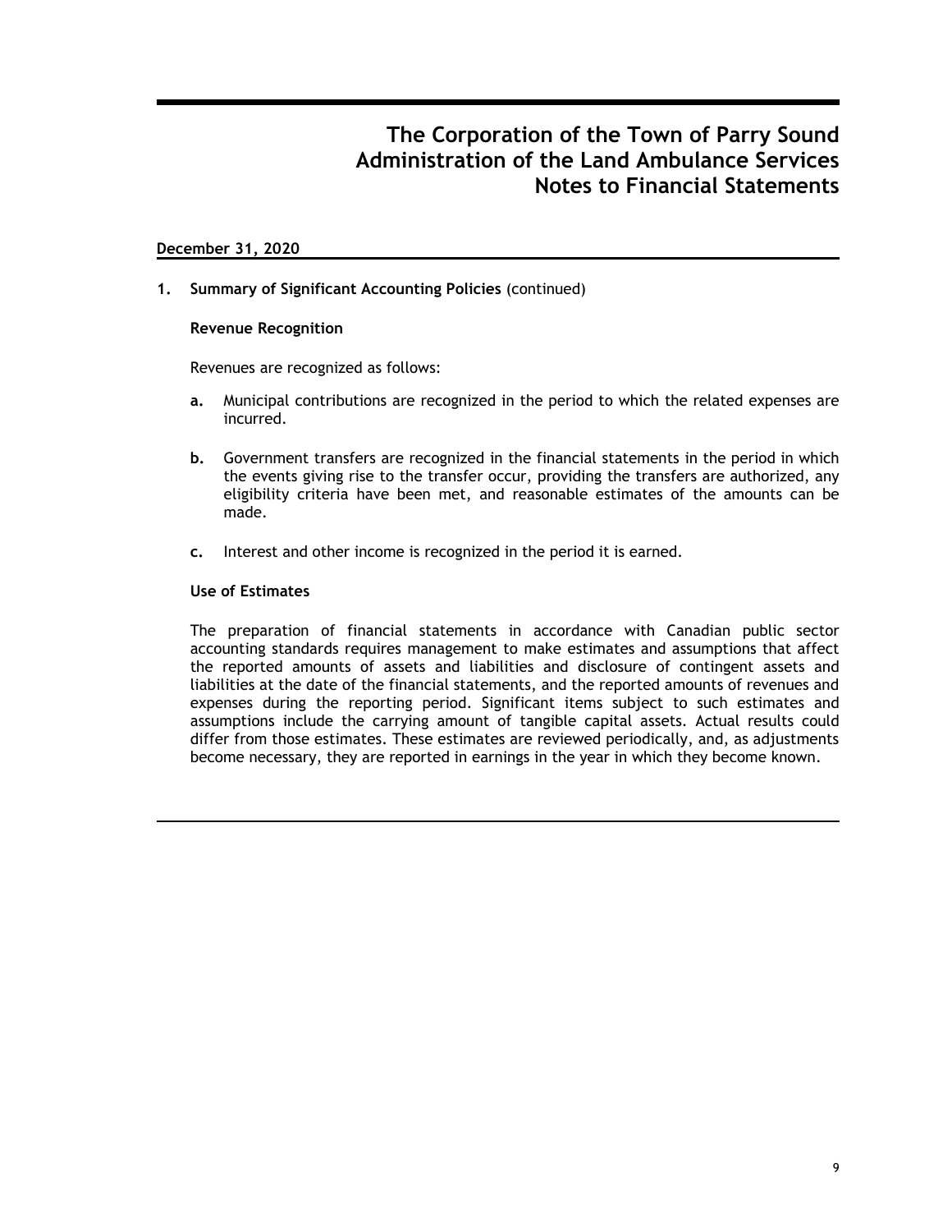# The Corporation of the Town of Parry Sound
# Administration of the Land Ambulance Services
# Notes to Financial Statements

**December 31, 2020**

**1. Summary of Significant Accounting Policies** (continued)

**Revenue Recognition**

Revenues are recognized as follows:

**a.** Municipal contributions are recognized in the period to which the related expenses are incurred.

**b.** Government transfers are recognized in the financial statements in the period in which the events giving rise to the transfer occur, providing the transfers are authorized, any eligibility criteria have been met, and reasonable estimates of the amounts can be made.

**c.** Interest and other income is recognized in the period it is earned.

**Use of Estimates**

The preparation of financial statements in accordance with Canadian public sector accounting standards requires management to make estimates and assumptions that affect the reported amounts of assets and liabilities and disclosure of contingent assets and liabilities at the date of the financial statements, and the reported amounts of revenues and expenses during the reporting period. Significant items subject to such estimates and assumptions include the carrying amount of tangible capital assets. Actual results could differ from those estimates. These estimates are reviewed periodically, and, as adjustments become necessary, they are reported in earnings in the year in which they become known.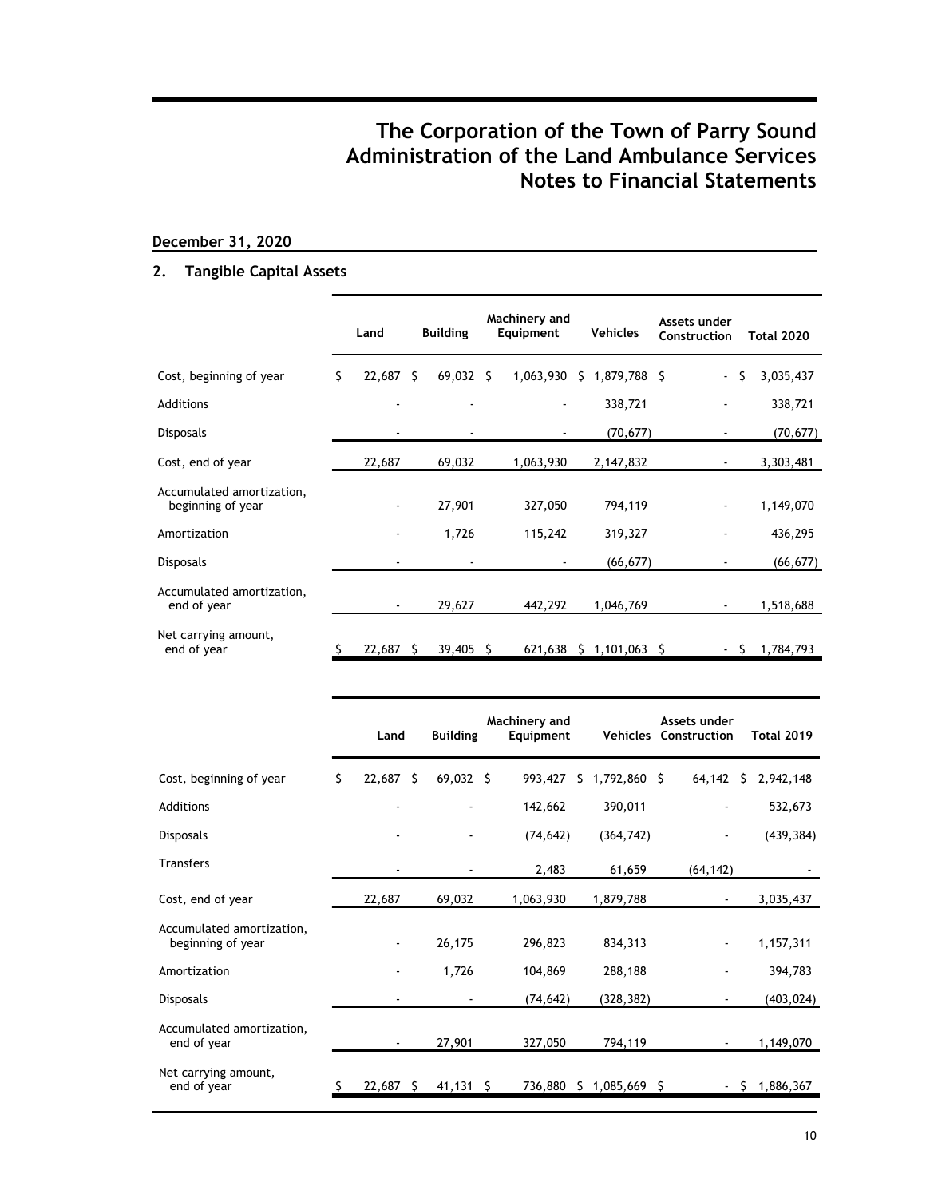# The Corporation of the Town of Parry Sound
# Administration of the Land Ambulance Services
# Notes to Financial Statements

**December 31, 2020**

## 2. Tangible Capital Assets

| | Land | Building | Machinery and Equipment | Vehicles | Assets under Construction | Total 2020 |
|---|---|---|---|---|---|---|
| Cost, beginning of year | $ 22,687 | $ 69,032 | $ 1,063,930 | $ 1,879,788 | $ - | $ 3,035,437 |
| Additions | - | - | - | 338,721 | - | 338,721 |
| Disposals | - | - | - | (70,677) | - | (70,677) |
| Cost, end of year | 22,687 | 69,032 | 1,063,930 | 2,147,832 | - | 3,303,481 |
| Accumulated amortization, beginning of year | - | 27,901 | 327,050 | 794,119 | - | 1,149,070 |
| Amortization | - | 1,726 | 115,242 | 319,327 | - | 436,295 |
| Disposals | - | - | - | (66,677) | - | (66,677) |
| Accumulated amortization, end of year | - | 29,627 | 442,292 | 1,046,769 | - | 1,518,688 |
| Net carrying amount, end of year | $ 22,687 | $ 39,405 | $ 621,638 | $ 1,101,063 | $ - | $ 1,784,793 |

| | Land | Building | Machinery and Equipment | Vehicles | Assets under Construction | Total 2019 |
|---|---|---|---|---|---|---|
| Cost, beginning of year | $ 22,687 | $ 69,032 | $ 993,427 | $ 1,792,860 | $ 64,142 | $ 2,942,148 |
| Additions | - | - | 142,662 | 390,011 | - | 532,673 |
| Disposals | - | - | (74,642) | (364,742) | - | (439,384) |
| Transfers | - | - | 2,483 | 61,659 | (64,142) | - |
| Cost, end of year | 22,687 | 69,032 | 1,063,930 | 1,879,788 | - | 3,035,437 |
| Accumulated amortization, beginning of year | - | 26,175 | 296,823 | 834,313 | - | 1,157,311 |
| Amortization | - | 1,726 | 104,869 | 288,188 | - | 394,783 |
| Disposals | - | - | (74,642) | (328,382) | - | (403,024) |
| Accumulated amortization, end of year | - | 27,901 | 327,050 | 794,119 | - | 1,149,070 |
| Net carrying amount, end of year | $ 22,687 | $ 41,131 | $ 736,880 | $ 1,085,669 | $ - | $ 1,886,367 |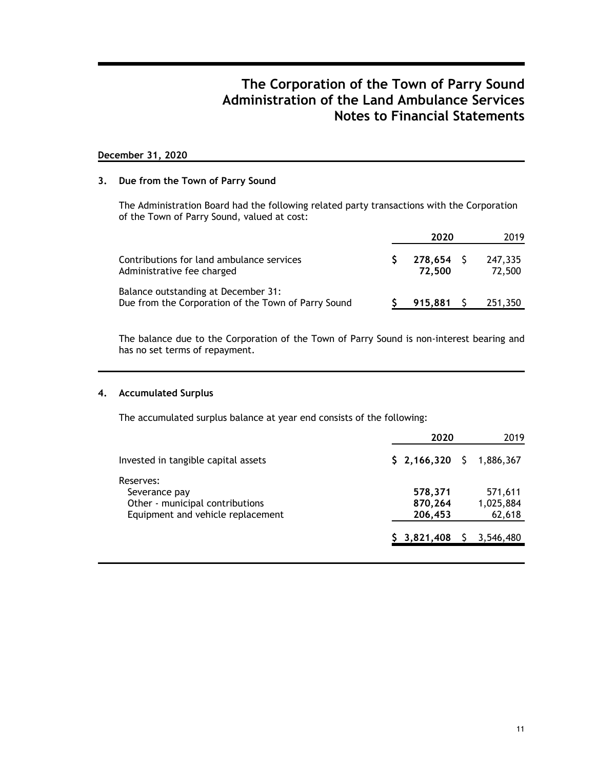# The Corporation of the Town of Parry Sound
# Administration of the Land Ambulance Services
# Notes to Financial Statements

**December 31, 2020**

## 3. Due from the Town of Parry Sound

The Administration Board had the following related party transactions with the Corporation of the Town of Parry Sound, valued at cost:

| | 2020 | 2019 |
|---|---|---|
| Contributions for land ambulance services | $ **278,654** | $ 247,335 |
| Administrative fee charged | **72,500** | 72,500 |
| Balance outstanding at December 31: | | |
| Due from the Corporation of the Town of Parry Sound | $ **915,881** | $ 251,350 |

The balance due to the Corporation of the Town of Parry Sound is non-interest bearing and has no set terms of repayment.

## 4. Accumulated Surplus

The accumulated surplus balance at year end consists of the following:

| | 2020 | 2019 |
|---|---|---|
| Invested in tangible capital assets | $ **2,166,320** | $ 1,886,367 |
| Reserves: | | |
| Severance pay | **578,371** | 571,611 |
| Other - municipal contributions | **870,264** | 1,025,884 |
| Equipment and vehicle replacement | **206,453** | 62,618 |
| | $ **3,821,408** | $ 3,546,480 |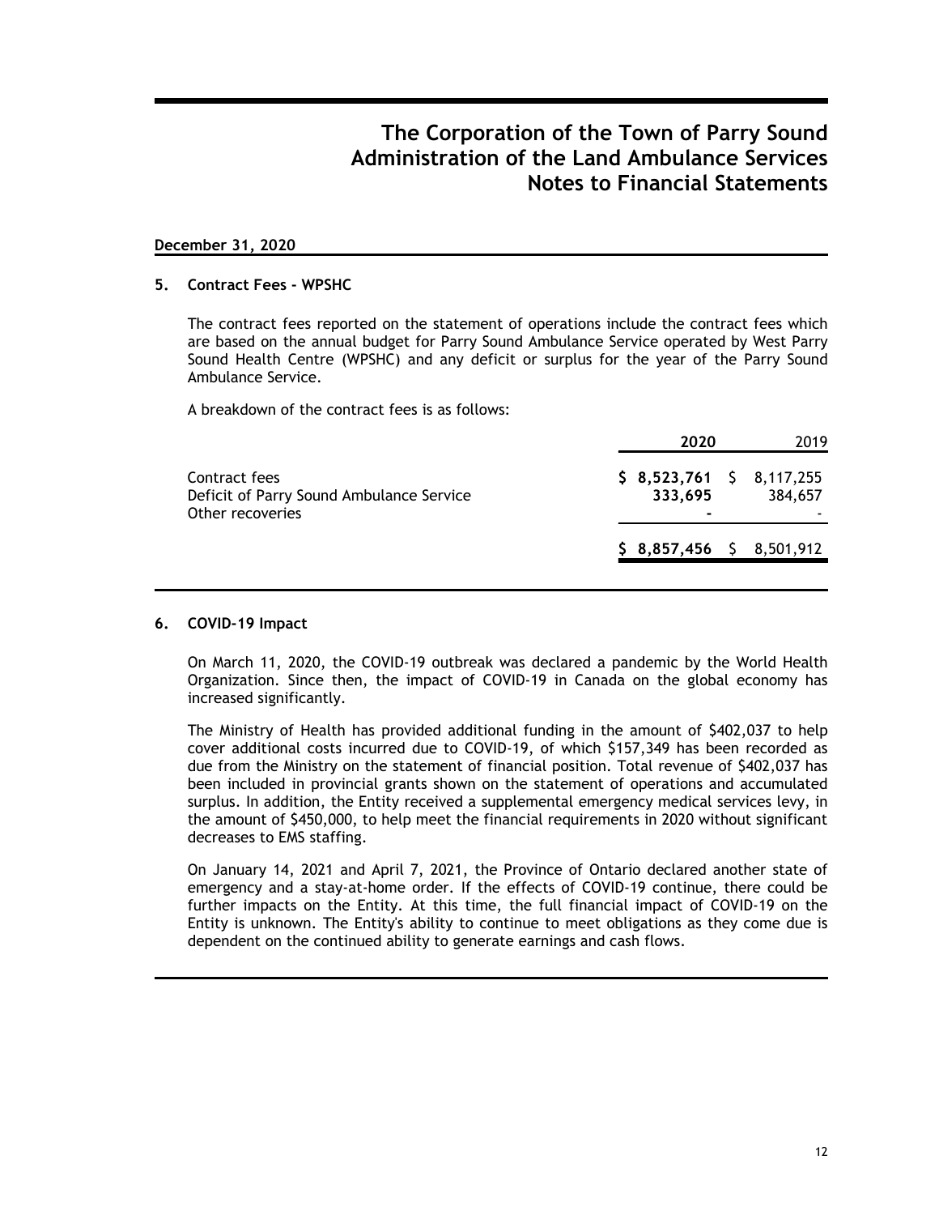# The Corporation of the Town of Parry Sound
# Administration of the Land Ambulance Services
# Notes to Financial Statements

**December 31, 2020**

## 5. Contract Fees - WPSHC

The contract fees reported on the statement of operations include the contract fees which are based on the annual budget for Parry Sound Ambulance Service operated by West Parry Sound Health Centre (WPSHC) and any deficit or surplus for the year of the Parry Sound Ambulance Service.

A breakdown of the contract fees is as follows:

| | **2020** | 2019 |
|---|---|---|
| Contract fees | **$ 8,523,761** | $ 8,117,255 |
| Deficit of Parry Sound Ambulance Service | **333,695** | 384,657 |
| Other recoveries | **-** | - |
| | **$ 8,857,456** | $ 8,501,912 |

## 6. COVID-19 Impact

On March 11, 2020, the COVID-19 outbreak was declared a pandemic by the World Health Organization. Since then, the impact of COVID-19 in Canada on the global economy has increased significantly.

The Ministry of Health has provided additional funding in the amount of $402,037 to help cover additional costs incurred due to COVID-19, of which $157,349 has been recorded as due from the Ministry on the statement of financial position. Total revenue of $402,037 has been included in provincial grants shown on the statement of operations and accumulated surplus. In addition, the Entity received a supplemental emergency medical services levy, in the amount of $450,000, to help meet the financial requirements in 2020 without significant decreases to EMS staffing.

On January 14, 2021 and April 7, 2021, the Province of Ontario declared another state of emergency and a stay-at-home order. If the effects of COVID-19 continue, there could be further impacts on the Entity. At this time, the full financial impact of COVID-19 on the Entity is unknown. The Entity's ability to continue to meet obligations as they come due is dependent on the continued ability to generate earnings and cash flows.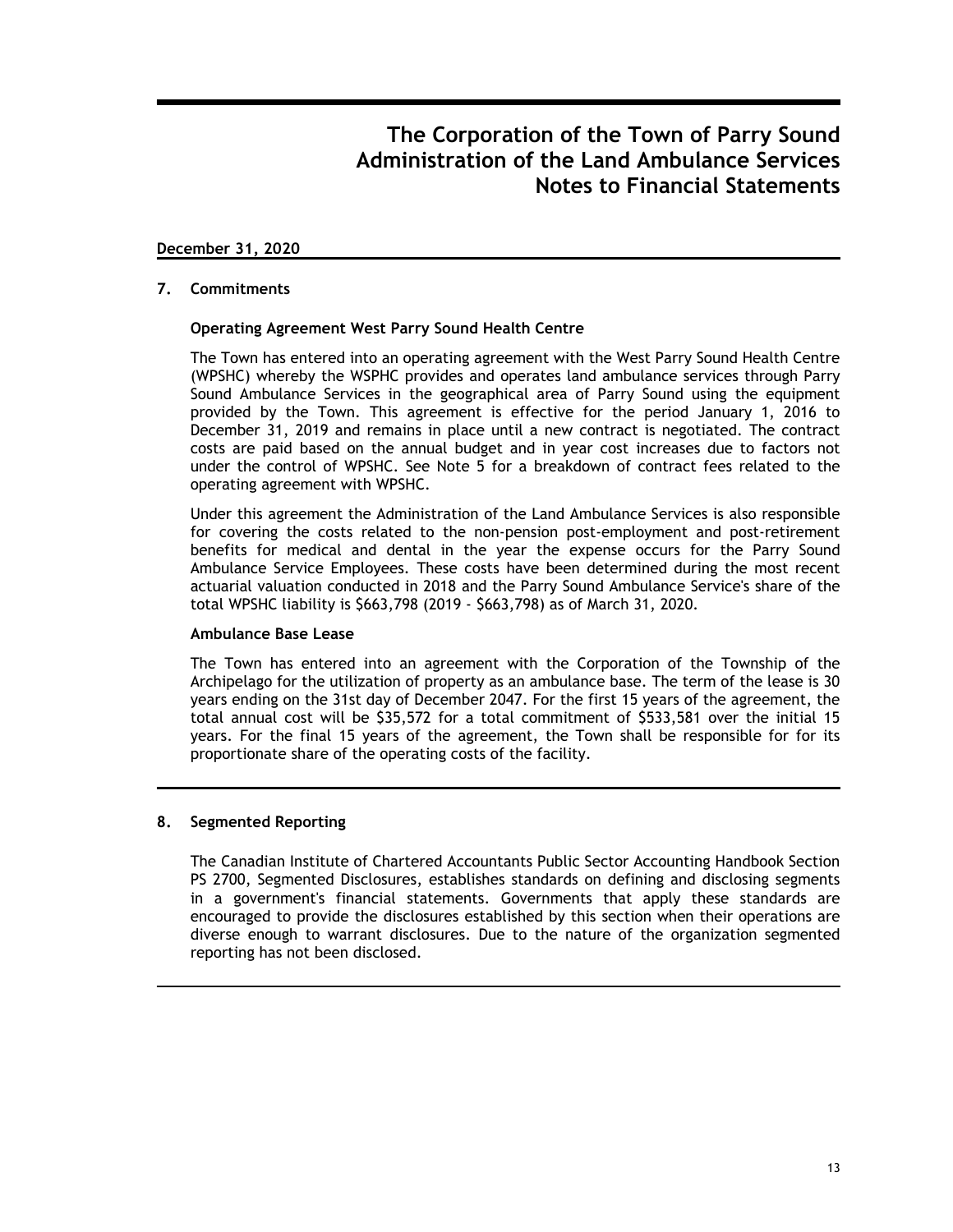# The Corporation of the Town of Parry Sound
# Administration of the Land Ambulance Services
# Notes to Financial Statements

**December 31, 2020**

## 7. Commitments

### Operating Agreement West Parry Sound Health Centre

The Town has entered into an operating agreement with the West Parry Sound Health Centre (WPSHC) whereby the WSPHC provides and operates land ambulance services through Parry Sound Ambulance Services in the geographical area of Parry Sound using the equipment provided by the Town. This agreement is effective for the period January 1, 2016 to December 31, 2019 and remains in place until a new contract is negotiated. The contract costs are paid based on the annual budget and in year cost increases due to factors not under the control of WPSHC. See Note 5 for a breakdown of contract fees related to the operating agreement with WPSHC.

Under this agreement the Administration of the Land Ambulance Services is also responsible for covering the costs related to the non-pension post-employment and post-retirement benefits for medical and dental in the year the expense occurs for the Parry Sound Ambulance Service Employees. These costs have been determined during the most recent actuarial valuation conducted in 2018 and the Parry Sound Ambulance Service's share of the total WPSHC liability is $663,798 (2019 - $663,798) as of March 31, 2020.

### Ambulance Base Lease

The Town has entered into an agreement with the Corporation of the Township of the Archipelago for the utilization of property as an ambulance base. The term of the lease is 30 years ending on the 31st day of December 2047. For the first 15 years of the agreement, the total annual cost will be $35,572 for a total commitment of $533,581 over the initial 15 years. For the final 15 years of the agreement, the Town shall be responsible for for its proportionate share of the operating costs of the facility.

## 8. Segmented Reporting

The Canadian Institute of Chartered Accountants Public Sector Accounting Handbook Section PS 2700, Segmented Disclosures, establishes standards on defining and disclosing segments in a government's financial statements. Governments that apply these standards are encouraged to provide the disclosures established by this section when their operations are diverse enough to warrant disclosures. Due to the nature of the organization segmented reporting has not been disclosed.